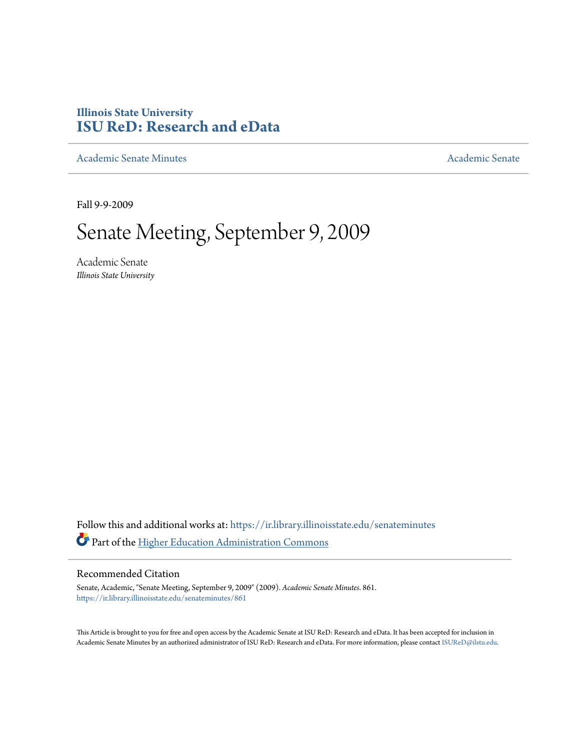# Illinois State University
# ISU ReD: Research and eData

Academic Senate Minutes | Academic Senate

Fall 9-9-2009

# Senate Meeting, September 9, 2009

Academic Senate
*Illinois State University*

Follow this and additional works at: https://ir.library.illinoisstate.edu/senateminutes

Part of the Higher Education Administration Commons

## Recommended Citation

Senate, Academic, "Senate Meeting, September 9, 2009" (2009). *Academic Senate Minutes*. 861.
https://ir.library.illinoisstate.edu/senateminutes/861

This Article is brought to you for free and open access by the Academic Senate at ISU ReD: Research and eData. It has been accepted for inclusion in Academic Senate Minutes by an authorized administrator of ISU ReD: Research and eData. For more information, please contact ISUReD@ilstu.edu.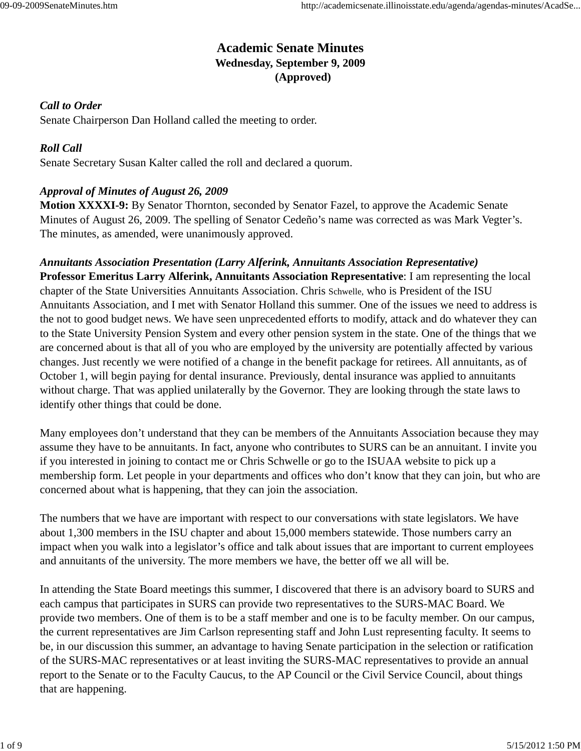# Academic Senate Minutes

**Wednesday, September 9, 2009**
**(Approved)**

***Call to Order***
Senate Chairperson Dan Holland called the meeting to order.

***Roll Call***
Senate Secretary Susan Kalter called the roll and declared a quorum.

***Approval of Minutes of August 26, 2009***
**Motion XXXXI-9:** By Senator Thornton, seconded by Senator Fazel, to approve the Academic Senate Minutes of August 26, 2009. The spelling of Senator Cedeño's name was corrected as was Mark Vegter's. The minutes, as amended, were unanimously approved.

***Annuitants Association Presentation (Larry Alferink, Annuitants Association Representative)***
**Professor Emeritus Larry Alferink, Annuitants Association Representative**: I am representing the local chapter of the State Universities Annuitants Association. Chris Schwelle, who is President of the ISU Annuitants Association, and I met with Senator Holland this summer. One of the issues we need to address is the not to good budget news. We have seen unprecedented efforts to modify, attack and do whatever they can to the State University Pension System and every other pension system in the state. One of the things that we are concerned about is that all of you who are employed by the university are potentially affected by various changes. Just recently we were notified of a change in the benefit package for retirees. All annuitants, as of October 1, will begin paying for dental insurance. Previously, dental insurance was applied to annuitants without charge. That was applied unilaterally by the Governor. They are looking through the state laws to identify other things that could be done.

Many employees don't understand that they can be members of the Annuitants Association because they may assume they have to be annuitants. In fact, anyone who contributes to SURS can be an annuitant. I invite you if you interested in joining to contact me or Chris Schwelle or go to the ISUAA website to pick up a membership form. Let people in your departments and offices who don't know that they can join, but who are concerned about what is happening, that they can join the association.

The numbers that we have are important with respect to our conversations with state legislators. We have about 1,300 members in the ISU chapter and about 15,000 members statewide. Those numbers carry an impact when you walk into a legislator's office and talk about issues that are important to current employees and annuitants of the university. The more members we have, the better off we all will be.

In attending the State Board meetings this summer, I discovered that there is an advisory board to SURS and each campus that participates in SURS can provide two representatives to the SURS-MAC Board. We provide two members. One of them is to be a staff member and one is to be faculty member. On our campus, the current representatives are Jim Carlson representing staff and John Lust representing faculty. It seems to be, in our discussion this summer, an advantage to having Senate participation in the selection or ratification of the SURS-MAC representatives or at least inviting the SURS-MAC representatives to provide an annual report to the Senate or to the Faculty Caucus, to the AP Council or the Civil Service Council, about things that are happening.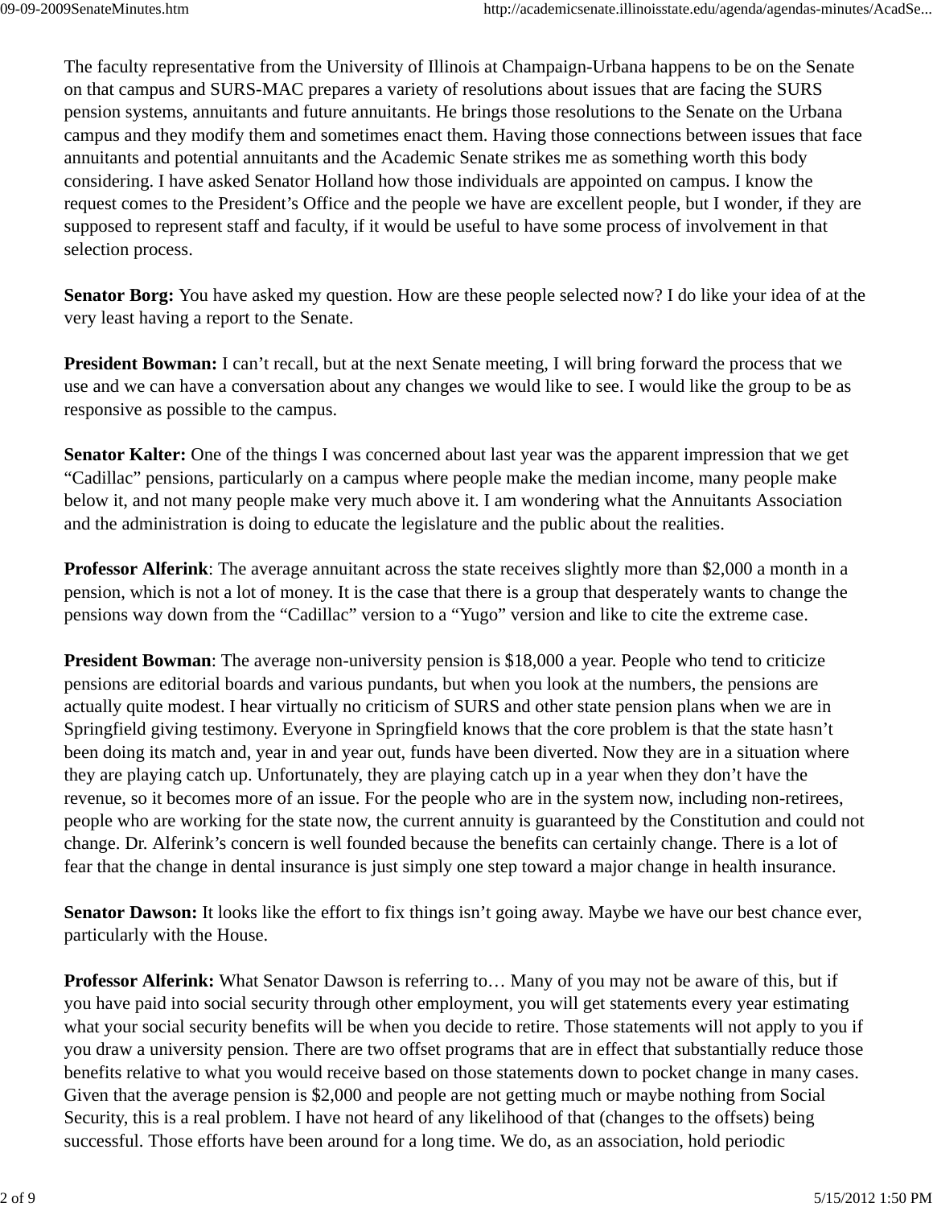The faculty representative from the University of Illinois at Champaign-Urbana happens to be on the Senate on that campus and SURS-MAC prepares a variety of resolutions about issues that are facing the SURS pension systems, annuitants and future annuitants. He brings those resolutions to the Senate on the Urbana campus and they modify them and sometimes enact them. Having those connections between issues that face annuitants and potential annuitants and the Academic Senate strikes me as something worth this body considering. I have asked Senator Holland how those individuals are appointed on campus. I know the request comes to the President's Office and the people we have are excellent people, but I wonder, if they are supposed to represent staff and faculty, if it would be useful to have some process of involvement in that selection process.

**Senator Borg:** You have asked my question. How are these people selected now? I do like your idea of at the very least having a report to the Senate.

**President Bowman:** I can't recall, but at the next Senate meeting, I will bring forward the process that we use and we can have a conversation about any changes we would like to see. I would like the group to be as responsive as possible to the campus.

**Senator Kalter:** One of the things I was concerned about last year was the apparent impression that we get "Cadillac" pensions, particularly on a campus where people make the median income, many people make below it, and not many people make very much above it. I am wondering what the Annuitants Association and the administration is doing to educate the legislature and the public about the realities.

**Professor Alferink**: The average annuitant across the state receives slightly more than $2,000 a month in a pension, which is not a lot of money. It is the case that there is a group that desperately wants to change the pensions way down from the "Cadillac" version to a "Yugo" version and like to cite the extreme case.

**President Bowman**: The average non-university pension is $18,000 a year. People who tend to criticize pensions are editorial boards and various pundants, but when you look at the numbers, the pensions are actually quite modest. I hear virtually no criticism of SURS and other state pension plans when we are in Springfield giving testimony. Everyone in Springfield knows that the core problem is that the state hasn't been doing its match and, year in and year out, funds have been diverted. Now they are in a situation where they are playing catch up. Unfortunately, they are playing catch up in a year when they don't have the revenue, so it becomes more of an issue. For the people who are in the system now, including non-retirees, people who are working for the state now, the current annuity is guaranteed by the Constitution and could not change. Dr. Alferink's concern is well founded because the benefits can certainly change. There is a lot of fear that the change in dental insurance is just simply one step toward a major change in health insurance.

**Senator Dawson:** It looks like the effort to fix things isn't going away. Maybe we have our best chance ever, particularly with the House.

**Professor Alferink:** What Senator Dawson is referring to… Many of you may not be aware of this, but if you have paid into social security through other employment, you will get statements every year estimating what your social security benefits will be when you decide to retire. Those statements will not apply to you if you draw a university pension. There are two offset programs that are in effect that substantially reduce those benefits relative to what you would receive based on those statements down to pocket change in many cases. Given that the average pension is $2,000 and people are not getting much or maybe nothing from Social Security, this is a real problem. I have not heard of any likelihood of that (changes to the offsets) being successful. Those efforts have been around for a long time. We do, as an association, hold periodic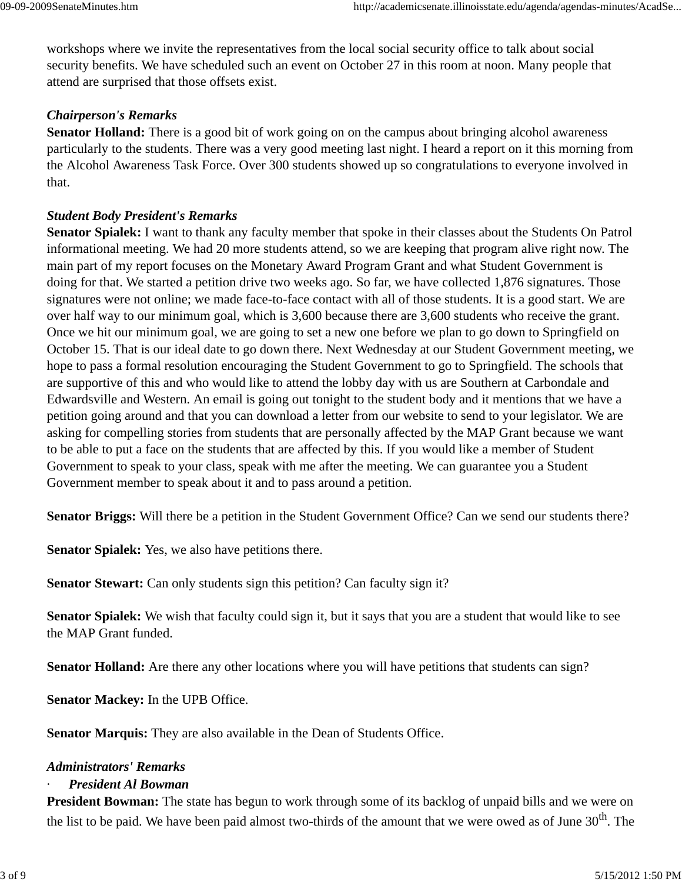workshops where we invite the representatives from the local social security office to talk about social security benefits. We have scheduled such an event on October 27 in this room at noon. Many people that attend are surprised that those offsets exist.

***Chairperson's Remarks***
**Senator Holland:** There is a good bit of work going on on the campus about bringing alcohol awareness particularly to the students. There was a very good meeting last night. I heard a report on it this morning from the Alcohol Awareness Task Force. Over 300 students showed up so congratulations to everyone involved in that.

***Student Body President's Remarks***
**Senator Spialek:** I want to thank any faculty member that spoke in their classes about the Students On Patrol informational meeting. We had 20 more students attend, so we are keeping that program alive right now. The main part of my report focuses on the Monetary Award Program Grant and what Student Government is doing for that. We started a petition drive two weeks ago. So far, we have collected 1,876 signatures. Those signatures were not online; we made face-to-face contact with all of those students. It is a good start. We are over half way to our minimum goal, which is 3,600 because there are 3,600 students who receive the grant. Once we hit our minimum goal, we are going to set a new one before we plan to go down to Springfield on October 15. That is our ideal date to go down there. Next Wednesday at our Student Government meeting, we hope to pass a formal resolution encouraging the Student Government to go to Springfield. The schools that are supportive of this and who would like to attend the lobby day with us are Southern at Carbondale and Edwardsville and Western. An email is going out tonight to the student body and it mentions that we have a petition going around and that you can download a letter from our website to send to your legislator. We are asking for compelling stories from students that are personally affected by the MAP Grant because we want to be able to put a face on the students that are affected by this. If you would like a member of Student Government to speak to your class, speak with me after the meeting. We can guarantee you a Student Government member to speak about it and to pass around a petition.

**Senator Briggs:** Will there be a petition in the Student Government Office? Can we send our students there?

**Senator Spialek:** Yes, we also have petitions there.

**Senator Stewart:** Can only students sign this petition? Can faculty sign it?

**Senator Spialek:** We wish that faculty could sign it, but it says that you are a student that would like to see the MAP Grant funded.

**Senator Holland:** Are there any other locations where you will have petitions that students can sign?

**Senator Mackey:** In the UPB Office.

**Senator Marquis:** They are also available in the Dean of Students Office.

***Administrators' Remarks***

- ***President Al Bowman***

**President Bowman:** The state has begun to work through some of its backlog of unpaid bills and we were on the list to be paid. We have been paid almost two-thirds of the amount that we were owed as of June 30th. The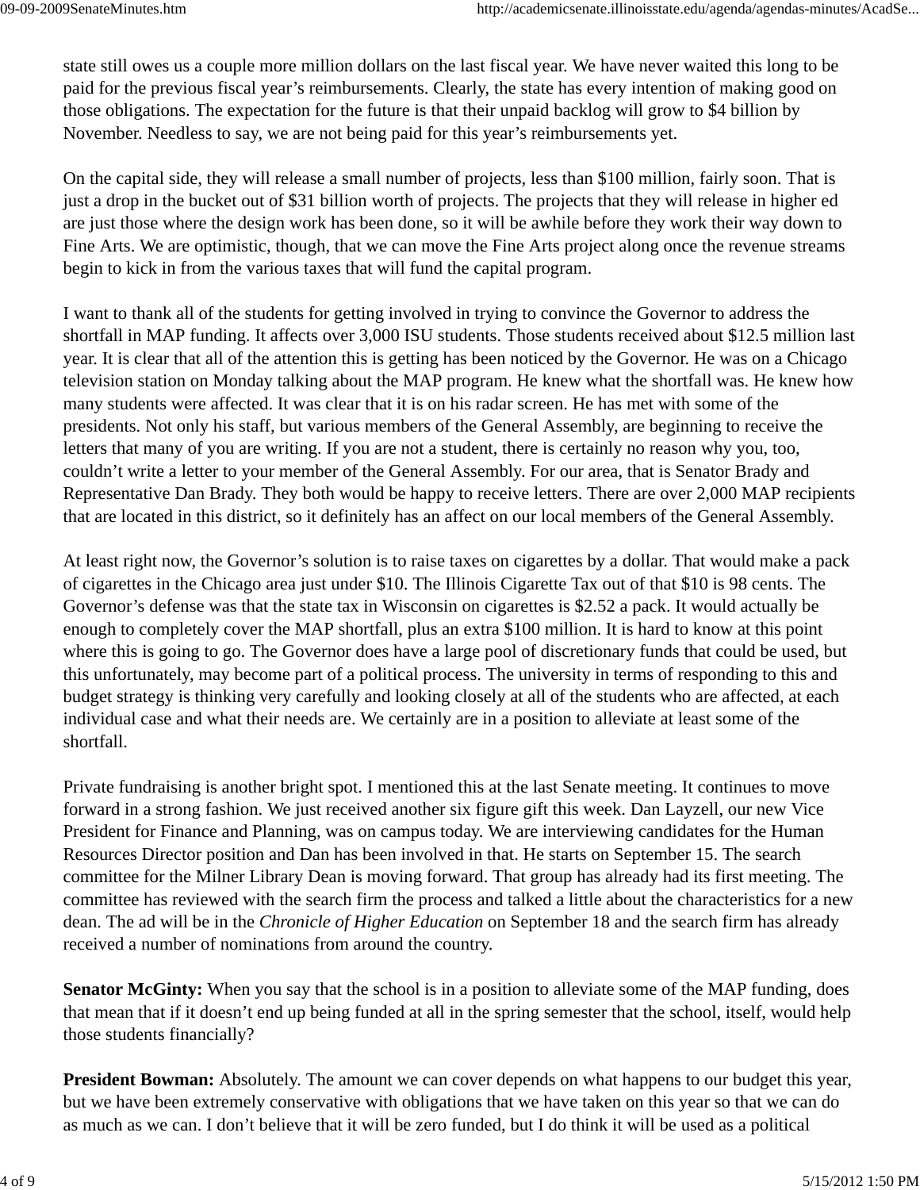state still owes us a couple more million dollars on the last fiscal year. We have never waited this long to be paid for the previous fiscal year's reimbursements. Clearly, the state has every intention of making good on those obligations. The expectation for the future is that their unpaid backlog will grow to $4 billion by November. Needless to say, we are not being paid for this year's reimbursements yet.

On the capital side, they will release a small number of projects, less than $100 million, fairly soon. That is just a drop in the bucket out of $31 billion worth of projects. The projects that they will release in higher ed are just those where the design work has been done, so it will be awhile before they work their way down to Fine Arts. We are optimistic, though, that we can move the Fine Arts project along once the revenue streams begin to kick in from the various taxes that will fund the capital program.

I want to thank all of the students for getting involved in trying to convince the Governor to address the shortfall in MAP funding. It affects over 3,000 ISU students. Those students received about $12.5 million last year. It is clear that all of the attention this is getting has been noticed by the Governor. He was on a Chicago television station on Monday talking about the MAP program. He knew what the shortfall was. He knew how many students were affected. It was clear that it is on his radar screen. He has met with some of the presidents. Not only his staff, but various members of the General Assembly, are beginning to receive the letters that many of you are writing. If you are not a student, there is certainly no reason why you, too, couldn't write a letter to your member of the General Assembly. For our area, that is Senator Brady and Representative Dan Brady. They both would be happy to receive letters. There are over 2,000 MAP recipients that are located in this district, so it definitely has an affect on our local members of the General Assembly.

At least right now, the Governor's solution is to raise taxes on cigarettes by a dollar. That would make a pack of cigarettes in the Chicago area just under $10. The Illinois Cigarette Tax out of that $10 is 98 cents. The Governor's defense was that the state tax in Wisconsin on cigarettes is $2.52 a pack. It would actually be enough to completely cover the MAP shortfall, plus an extra $100 million. It is hard to know at this point where this is going to go. The Governor does have a large pool of discretionary funds that could be used, but this unfortunately, may become part of a political process. The university in terms of responding to this and budget strategy is thinking very carefully and looking closely at all of the students who are affected, at each individual case and what their needs are. We certainly are in a position to alleviate at least some of the shortfall.

Private fundraising is another bright spot. I mentioned this at the last Senate meeting. It continues to move forward in a strong fashion. We just received another six figure gift this week. Dan Layzell, our new Vice President for Finance and Planning, was on campus today. We are interviewing candidates for the Human Resources Director position and Dan has been involved in that. He starts on September 15. The search committee for the Milner Library Dean is moving forward. That group has already had its first meeting. The committee has reviewed with the search firm the process and talked a little about the characteristics for a new dean. The ad will be in the *Chronicle of Higher Education* on September 18 and the search firm has already received a number of nominations from around the country.

**Senator McGinty:** When you say that the school is in a position to alleviate some of the MAP funding, does that mean that if it doesn't end up being funded at all in the spring semester that the school, itself, would help those students financially?

**President Bowman:** Absolutely. The amount we can cover depends on what happens to our budget this year, but we have been extremely conservative with obligations that we have taken on this year so that we can do as much as we can. I don't believe that it will be zero funded, but I do think it will be used as a political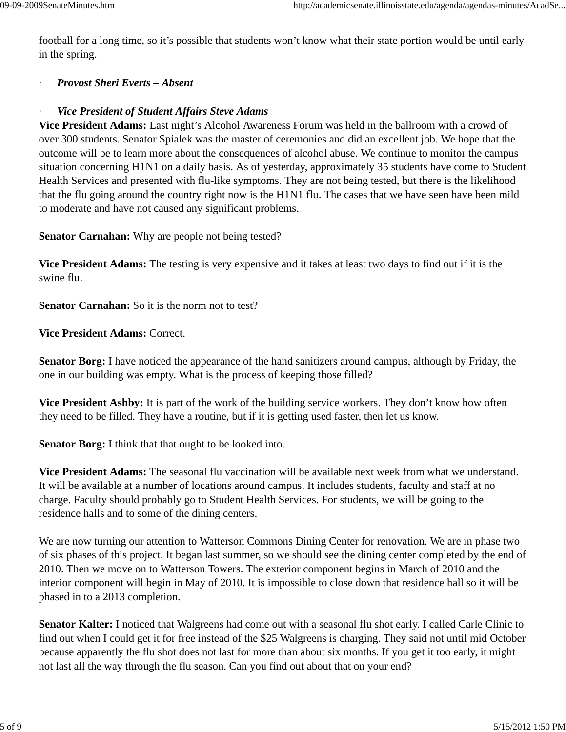football for a long time, so it's possible that students won't know what their state portion would be until early in the spring.

- ***Provost Sheri Everts – Absent***

- ***Vice President of Student Affairs Steve Adams***

**Vice President Adams:** Last night's Alcohol Awareness Forum was held in the ballroom with a crowd of over 300 students. Senator Spialek was the master of ceremonies and did an excellent job. We hope that the outcome will be to learn more about the consequences of alcohol abuse. We continue to monitor the campus situation concerning H1N1 on a daily basis. As of yesterday, approximately 35 students have come to Student Health Services and presented with flu-like symptoms. They are not being tested, but there is the likelihood that the flu going around the country right now is the H1N1 flu. The cases that we have seen have been mild to moderate and have not caused any significant problems.

**Senator Carnahan:** Why are people not being tested?

**Vice President Adams:** The testing is very expensive and it takes at least two days to find out if it is the swine flu.

**Senator Carnahan:** So it is the norm not to test?

**Vice President Adams:** Correct.

**Senator Borg:** I have noticed the appearance of the hand sanitizers around campus, although by Friday, the one in our building was empty. What is the process of keeping those filled?

**Vice President Ashby:** It is part of the work of the building service workers. They don't know how often they need to be filled. They have a routine, but if it is getting used faster, then let us know.

**Senator Borg:** I think that that ought to be looked into.

**Vice President Adams:** The seasonal flu vaccination will be available next week from what we understand. It will be available at a number of locations around campus. It includes students, faculty and staff at no charge. Faculty should probably go to Student Health Services. For students, we will be going to the residence halls and to some of the dining centers.

We are now turning our attention to Watterson Commons Dining Center for renovation. We are in phase two of six phases of this project. It began last summer, so we should see the dining center completed by the end of 2010. Then we move on to Watterson Towers. The exterior component begins in March of 2010 and the interior component will begin in May of 2010. It is impossible to close down that residence hall so it will be phased in to a 2013 completion.

**Senator Kalter:** I noticed that Walgreens had come out with a seasonal flu shot early. I called Carle Clinic to find out when I could get it for free instead of the $25 Walgreens is charging. They said not until mid October because apparently the flu shot does not last for more than about six months. If you get it too early, it might not last all the way through the flu season. Can you find out about that on your end?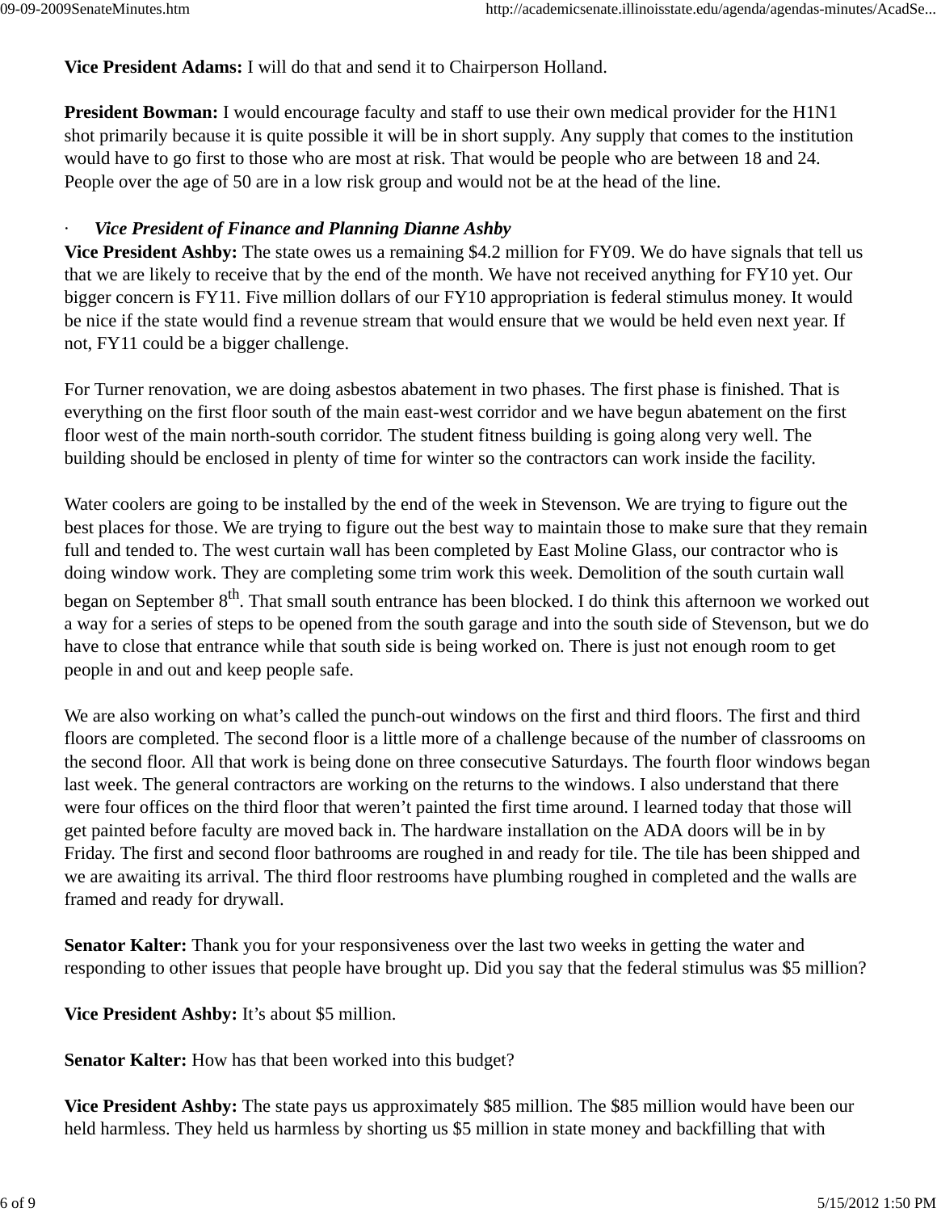**Vice President Adams:** I will do that and send it to Chairperson Holland.

**President Bowman:** I would encourage faculty and staff to use their own medical provider for the H1N1 shot primarily because it is quite possible it will be in short supply. Any supply that comes to the institution would have to go first to those who are most at risk. That would be people who are between 18 and 24. People over the age of 50 are in a low risk group and would not be at the head of the line.

· ***Vice President of Finance and Planning Dianne Ashby***

**Vice President Ashby:** The state owes us a remaining $4.2 million for FY09. We do have signals that tell us that we are likely to receive that by the end of the month. We have not received anything for FY10 yet. Our bigger concern is FY11. Five million dollars of our FY10 appropriation is federal stimulus money. It would be nice if the state would find a revenue stream that would ensure that we would be held even next year. If not, FY11 could be a bigger challenge.

For Turner renovation, we are doing asbestos abatement in two phases. The first phase is finished. That is everything on the first floor south of the main east-west corridor and we have begun abatement on the first floor west of the main north-south corridor. The student fitness building is going along very well. The building should be enclosed in plenty of time for winter so the contractors can work inside the facility.

Water coolers are going to be installed by the end of the week in Stevenson. We are trying to figure out the best places for those. We are trying to figure out the best way to maintain those to make sure that they remain full and tended to. The west curtain wall has been completed by East Moline Glass, our contractor who is doing window work. They are completing some trim work this week. Demolition of the south curtain wall began on September 8th. That small south entrance has been blocked. I do think this afternoon we worked out a way for a series of steps to be opened from the south garage and into the south side of Stevenson, but we do have to close that entrance while that south side is being worked on. There is just not enough room to get people in and out and keep people safe.

We are also working on what's called the punch-out windows on the first and third floors. The first and third floors are completed. The second floor is a little more of a challenge because of the number of classrooms on the second floor. All that work is being done on three consecutive Saturdays. The fourth floor windows began last week. The general contractors are working on the returns to the windows. I also understand that there were four offices on the third floor that weren't painted the first time around. I learned today that those will get painted before faculty are moved back in. The hardware installation on the ADA doors will be in by Friday. The first and second floor bathrooms are roughed in and ready for tile. The tile has been shipped and we are awaiting its arrival. The third floor restrooms have plumbing roughed in completed and the walls are framed and ready for drywall.

**Senator Kalter:** Thank you for your responsiveness over the last two weeks in getting the water and responding to other issues that people have brought up. Did you say that the federal stimulus was $5 million?

**Vice President Ashby:** It's about $5 million.

**Senator Kalter:** How has that been worked into this budget?

**Vice President Ashby:** The state pays us approximately $85 million. The $85 million would have been our held harmless. They held us harmless by shorting us $5 million in state money and backfilling that with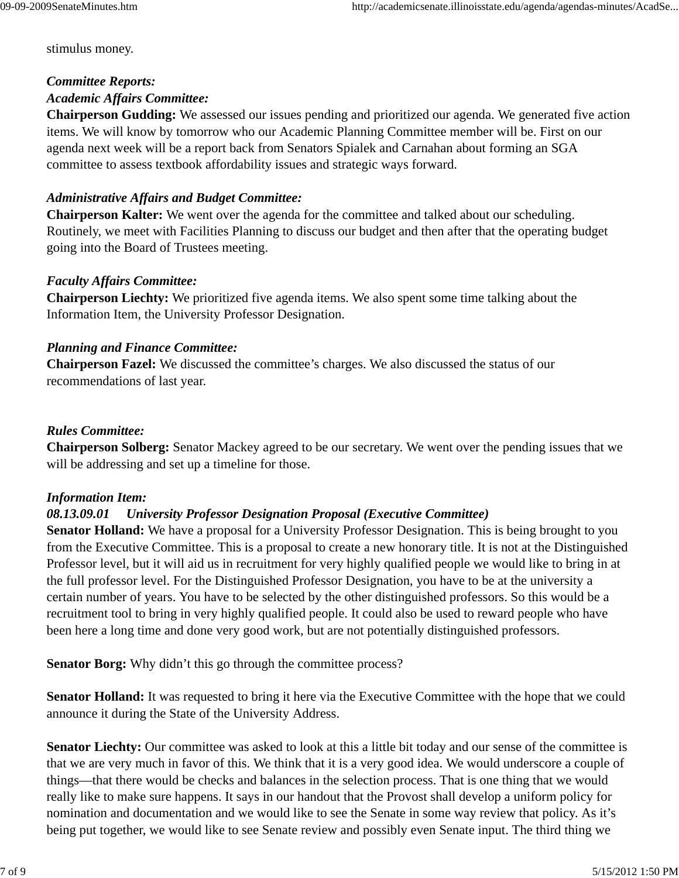stimulus money.

***Committee Reports:***
***Academic Affairs Committee:***
**Chairperson Gudding:** We assessed our issues pending and prioritized our agenda. We generated five action items. We will know by tomorrow who our Academic Planning Committee member will be. First on our agenda next week will be a report back from Senators Spialek and Carnahan about forming an SGA committee to assess textbook affordability issues and strategic ways forward.

***Administrative Affairs and Budget Committee:***
**Chairperson Kalter:** We went over the agenda for the committee and talked about our scheduling. Routinely, we meet with Facilities Planning to discuss our budget and then after that the operating budget going into the Board of Trustees meeting.

***Faculty Affairs Committee:***
**Chairperson Liechty:** We prioritized five agenda items. We also spent some time talking about the Information Item, the University Professor Designation.

***Planning and Finance Committee:***
**Chairperson Fazel:** We discussed the committee's charges. We also discussed the status of our recommendations of last year.

***Rules Committee:***
**Chairperson Solberg:** Senator Mackey agreed to be our secretary. We went over the pending issues that we will be addressing and set up a timeline for those.

***Information Item:***
***08.13.09.01 University Professor Designation Proposal (Executive Committee)***
**Senator Holland:** We have a proposal for a University Professor Designation. This is being brought to you from the Executive Committee. This is a proposal to create a new honorary title. It is not at the Distinguished Professor level, but it will aid us in recruitment for very highly qualified people we would like to bring in at the full professor level. For the Distinguished Professor Designation, you have to be at the university a certain number of years. You have to be selected by the other distinguished professors. So this would be a recruitment tool to bring in very highly qualified people. It could also be used to reward people who have been here a long time and done very good work, but are not potentially distinguished professors.

**Senator Borg:** Why didn't this go through the committee process?

**Senator Holland:** It was requested to bring it here via the Executive Committee with the hope that we could announce it during the State of the University Address.

**Senator Liechty:** Our committee was asked to look at this a little bit today and our sense of the committee is that we are very much in favor of this. We think that it is a very good idea. We would underscore a couple of things—that there would be checks and balances in the selection process. That is one thing that we would really like to make sure happens. It says in our handout that the Provost shall develop a uniform policy for nomination and documentation and we would like to see the Senate in some way review that policy. As it's being put together, we would like to see Senate review and possibly even Senate input. The third thing we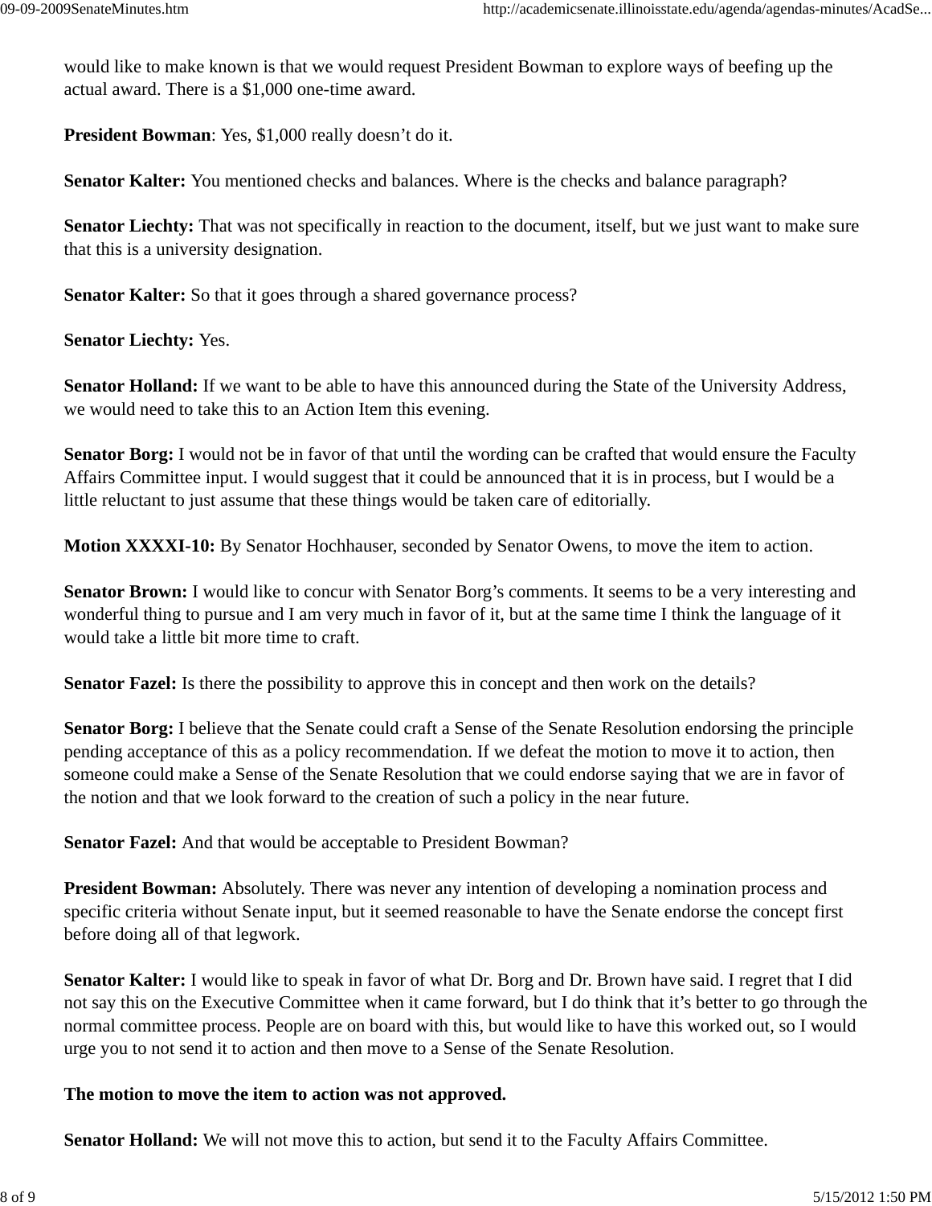would like to make known is that we would request President Bowman to explore ways of beefing up the actual award. There is a $1,000 one-time award.

**President Bowman**: Yes, $1,000 really doesn't do it.

**Senator Kalter:** You mentioned checks and balances. Where is the checks and balance paragraph?

**Senator Liechty:** That was not specifically in reaction to the document, itself, but we just want to make sure that this is a university designation.

**Senator Kalter:** So that it goes through a shared governance process?

**Senator Liechty:** Yes.

**Senator Holland:** If we want to be able to have this announced during the State of the University Address, we would need to take this to an Action Item this evening.

**Senator Borg:** I would not be in favor of that until the wording can be crafted that would ensure the Faculty Affairs Committee input. I would suggest that it could be announced that it is in process, but I would be a little reluctant to just assume that these things would be taken care of editorially.

**Motion XXXXI-10:** By Senator Hochhauser, seconded by Senator Owens, to move the item to action.

**Senator Brown:** I would like to concur with Senator Borg's comments. It seems to be a very interesting and wonderful thing to pursue and I am very much in favor of it, but at the same time I think the language of it would take a little bit more time to craft.

**Senator Fazel:** Is there the possibility to approve this in concept and then work on the details?

**Senator Borg:** I believe that the Senate could craft a Sense of the Senate Resolution endorsing the principle pending acceptance of this as a policy recommendation. If we defeat the motion to move it to action, then someone could make a Sense of the Senate Resolution that we could endorse saying that we are in favor of the notion and that we look forward to the creation of such a policy in the near future.

**Senator Fazel:** And that would be acceptable to President Bowman?

**President Bowman:** Absolutely. There was never any intention of developing a nomination process and specific criteria without Senate input, but it seemed reasonable to have the Senate endorse the concept first before doing all of that legwork.

**Senator Kalter:** I would like to speak in favor of what Dr. Borg and Dr. Brown have said. I regret that I did not say this on the Executive Committee when it came forward, but I do think that it's better to go through the normal committee process. People are on board with this, but would like to have this worked out, so I would urge you to not send it to action and then move to a Sense of the Senate Resolution.

**The motion to move the item to action was not approved.**

**Senator Holland:** We will not move this to action, but send it to the Faculty Affairs Committee.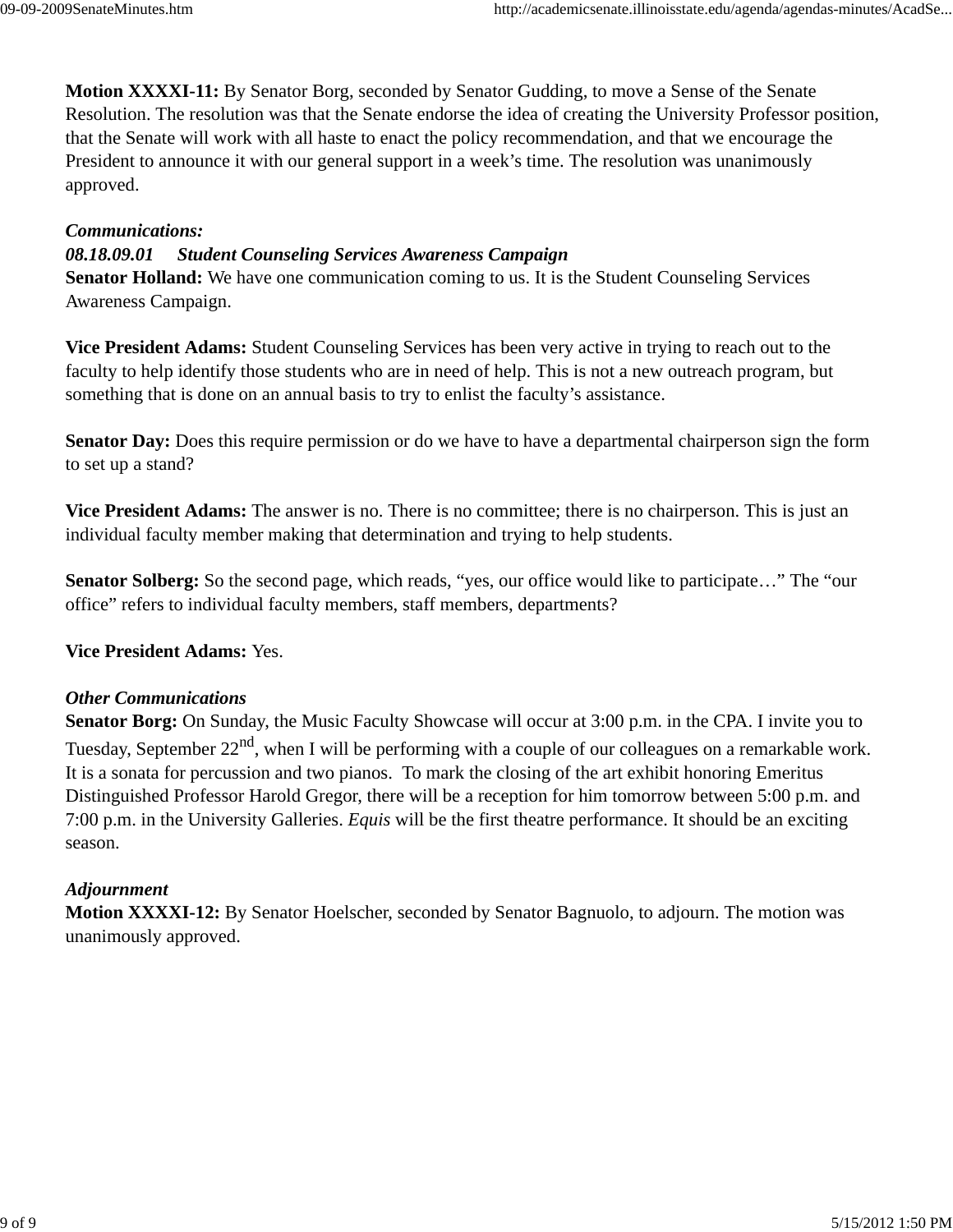**Motion XXXXI-11:** By Senator Borg, seconded by Senator Gudding, to move a Sense of the Senate Resolution. The resolution was that the Senate endorse the idea of creating the University Professor position, that the Senate will work with all haste to enact the policy recommendation, and that we encourage the President to announce it with our general support in a week's time. The resolution was unanimously approved.

***Communications:***

***08.18.09.01 Student Counseling Services Awareness Campaign***

**Senator Holland:** We have one communication coming to us. It is the Student Counseling Services Awareness Campaign.

**Vice President Adams:** Student Counseling Services has been very active in trying to reach out to the faculty to help identify those students who are in need of help. This is not a new outreach program, but something that is done on an annual basis to try to enlist the faculty's assistance.

**Senator Day:** Does this require permission or do we have to have a departmental chairperson sign the form to set up a stand?

**Vice President Adams:** The answer is no. There is no committee; there is no chairperson. This is just an individual faculty member making that determination and trying to help students.

**Senator Solberg:** So the second page, which reads, "yes, our office would like to participate…" The "our office" refers to individual faculty members, staff members, departments?

**Vice President Adams:** Yes.

***Other Communications***

**Senator Borg:** On Sunday, the Music Faculty Showcase will occur at 3:00 p.m. in the CPA. I invite you to Tuesday, September 22nd, when I will be performing with a couple of our colleagues on a remarkable work. It is a sonata for percussion and two pianos. To mark the closing of the art exhibit honoring Emeritus Distinguished Professor Harold Gregor, there will be a reception for him tomorrow between 5:00 p.m. and 7:00 p.m. in the University Galleries. *Equis* will be the first theatre performance. It should be an exciting season.

***Adjournment***

**Motion XXXXI-12:** By Senator Hoelscher, seconded by Senator Bagnuolo, to adjourn. The motion was unanimously approved.